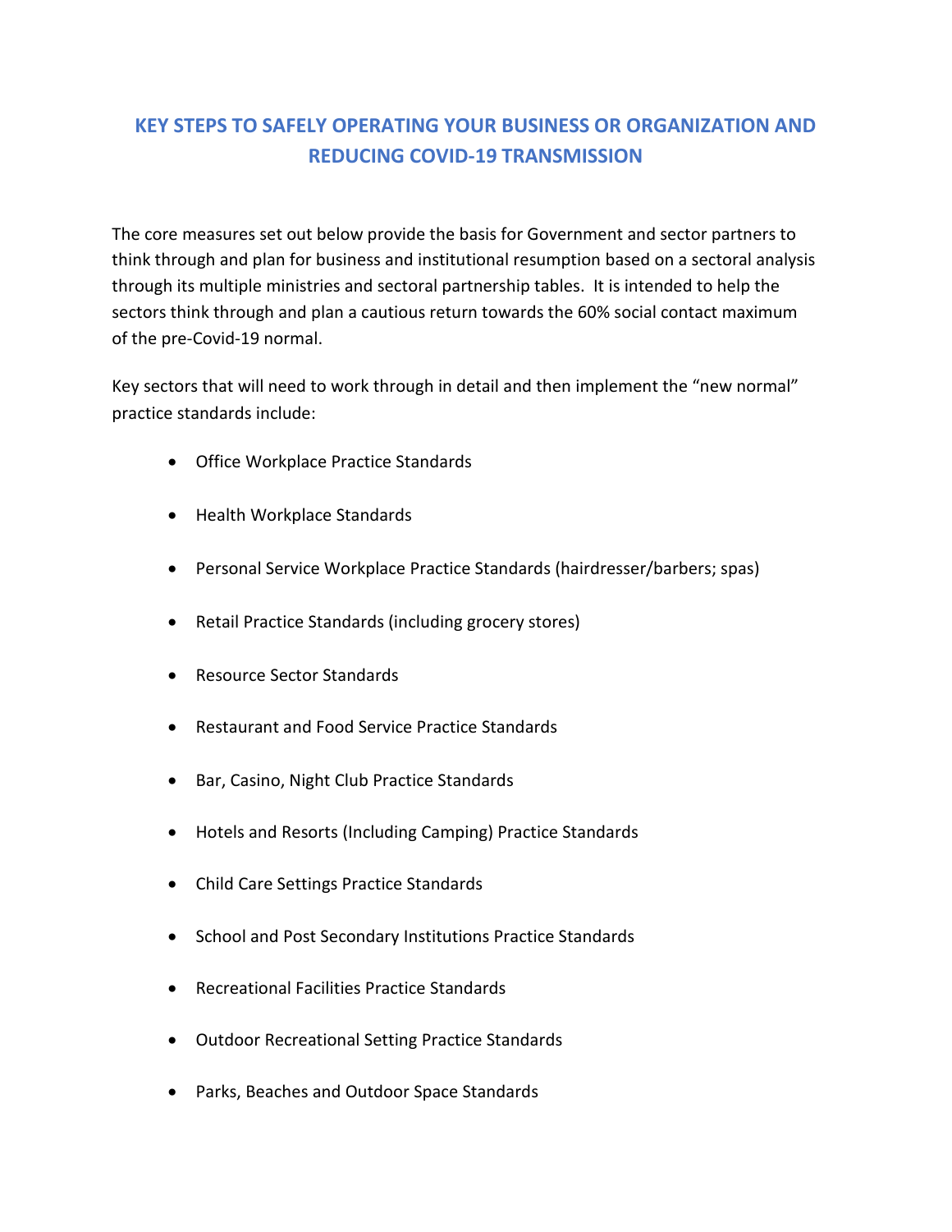# KEY STEPS TO SAFELY OPERATING YOUR BUSINESS OR ORGANIZATION AND REDUCING COVID-19 TRANSMISSION

The core measures set out below provide the basis for Government and sector partners to think through and plan for business and institutional resumption based on a sectoral analysis through its multiple ministries and sectoral partnership tables. It is intended to help the sectors think through and plan a cautious return towards the 60% social contact maximum of the pre-Covid-19 normal.

Key sectors that will need to work through in detail and then implement the "new normal" practice standards include:

- Office Workplace Practice Standards
- Health Workplace Standards
- Personal Service Workplace Practice Standards (hairdresser/barbers; spas)
- Retail Practice Standards (including grocery stores)
- Resource Sector Standards
- Restaurant and Food Service Practice Standards
- Bar, Casino, Night Club Practice Standards
- Hotels and Resorts (Including Camping) Practice Standards
- Child Care Settings Practice Standards
- School and Post Secondary Institutions Practice Standards
- Recreational Facilities Practice Standards
- Outdoor Recreational Setting Practice Standards
- Parks, Beaches and Outdoor Space Standards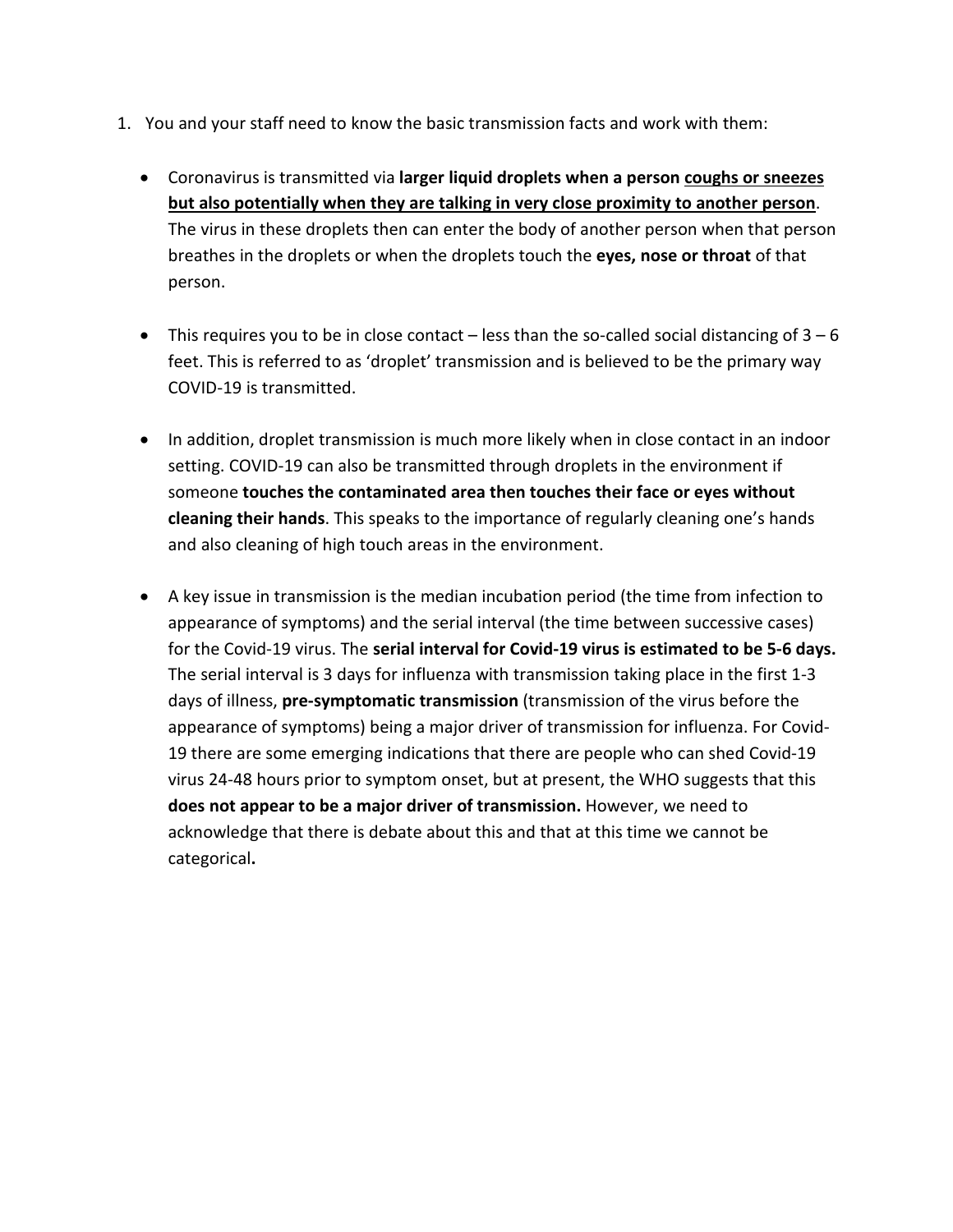1. You and your staff need to know the basic transmission facts and work with them:

    - Coronavirus is transmitted via **larger liquid droplets when a person <u>coughs or sneezes but also potentially when they are talking in very close proximity to another person</u>**. The virus in these droplets then can enter the body of another person when that person breathes in the droplets or when the droplets touch the **eyes, nose or throat** of that person.

    - This requires you to be in close contact – less than the so-called social distancing of 3 – 6 feet. This is referred to as 'droplet' transmission and is believed to be the primary way COVID-19 is transmitted.

    - In addition, droplet transmission is much more likely when in close contact in an indoor setting. COVID-19 can also be transmitted through droplets in the environment if someone **touches the contaminated area then touches their face or eyes without cleaning their hands**. This speaks to the importance of regularly cleaning one's hands and also cleaning of high touch areas in the environment.

    - A key issue in transmission is the median incubation period (the time from infection to appearance of symptoms) and the serial interval (the time between successive cases) for the Covid-19 virus. The **serial interval for Covid-19 virus is estimated to be 5-6 days.** The serial interval is 3 days for influenza with transmission taking place in the first 1-3 days of illness, **pre-symptomatic transmission** (transmission of the virus before the appearance of symptoms) being a major driver of transmission for influenza. For Covid-19 there are some emerging indications that there are people who can shed Covid-19 virus 24-48 hours prior to symptom onset, but at present, the WHO suggests that this **does not appear to be a major driver of transmission.** However, we need to acknowledge that there is debate about this and that at this time we cannot be categorical**.**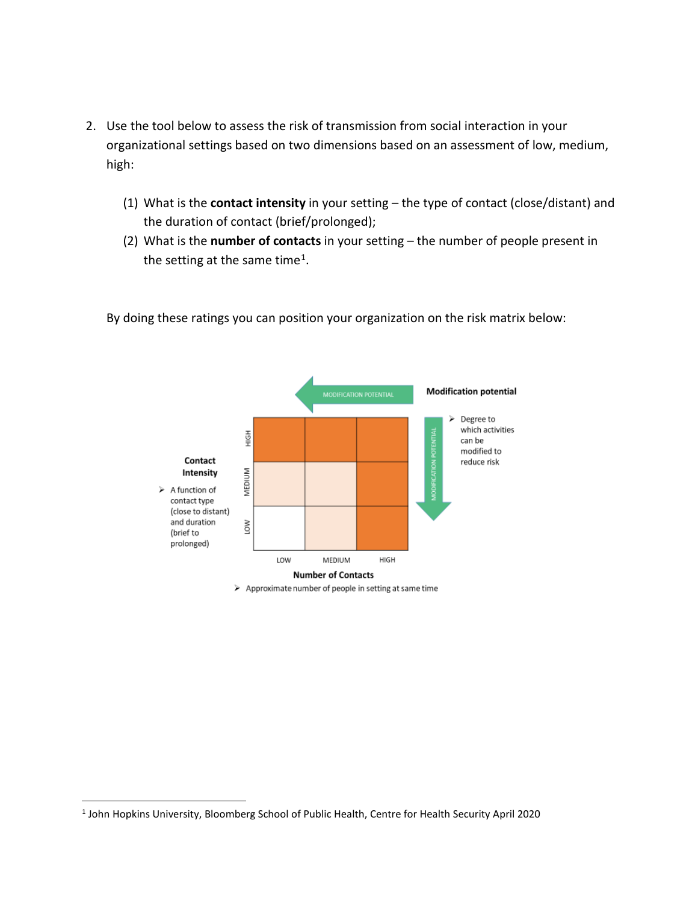2. Use the tool below to assess the risk of transmission from social interaction in your organizational settings based on two dimensions based on an assessment of low, medium, high:

   (1) What is the **contact intensity** in your setting – the type of contact (close/distant) and the duration of contact (brief/prolonged);

   (2) What is the **number of contacts** in your setting – the number of people present in the setting at the same time[1].

   By doing these ratings you can position your organization on the risk matrix below:

MODIFICATION POTENTIAL

**Modification potential**

- Degree to which activities can be modified to reduce risk

**Contact Intensity**

- A function of contact type (close to distant) and duration (brief to prolonged)

| Contact Intensity \ Number of Contacts | LOW | MEDIUM | HIGH |
|---|---|---|---|
| HIGH | | | |
| MEDIUM | | | |
| LOW | | | |

**Number of Contacts**

- Approximate number of people in setting at same time

---

[1] John Hopkins University, Bloomberg School of Public Health, Centre for Health Security April 2020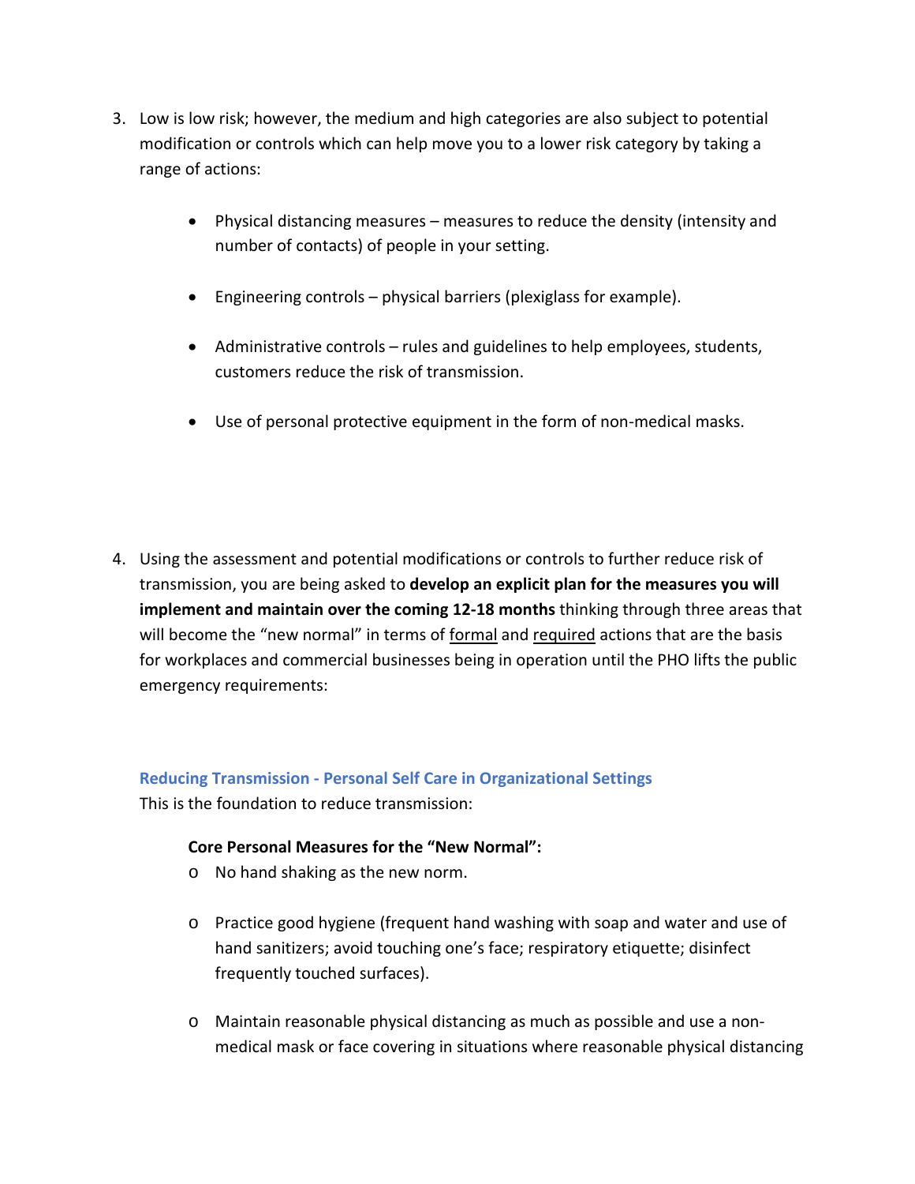3. Low is low risk; however, the medium and high categories are also subject to potential modification or controls which can help move you to a lower risk category by taking a range of actions:

    - Physical distancing measures – measures to reduce the density (intensity and number of contacts) of people in your setting.

    - Engineering controls – physical barriers (plexiglass for example).

    - Administrative controls – rules and guidelines to help employees, students, customers reduce the risk of transmission.

    - Use of personal protective equipment in the form of non-medical masks.

4. Using the assessment and potential modifications or controls to further reduce risk of transmission, you are being asked to **develop an explicit plan for the measures you will implement and maintain over the coming 12-18 months** thinking through three areas that will become the "new normal" in terms of <u>formal</u> and <u>required</u> actions that are the basis for workplaces and commercial businesses being in operation until the PHO lifts the public emergency requirements:

### Reducing Transmission - Personal Self Care in Organizational Settings

This is the foundation to reduce transmission:

**Core Personal Measures for the "New Normal":**

- No hand shaking as the new norm.

- Practice good hygiene (frequent hand washing with soap and water and use of hand sanitizers; avoid touching one's face; respiratory etiquette; disinfect frequently touched surfaces).

- Maintain reasonable physical distancing as much as possible and use a non-medical mask or face covering in situations where reasonable physical distancing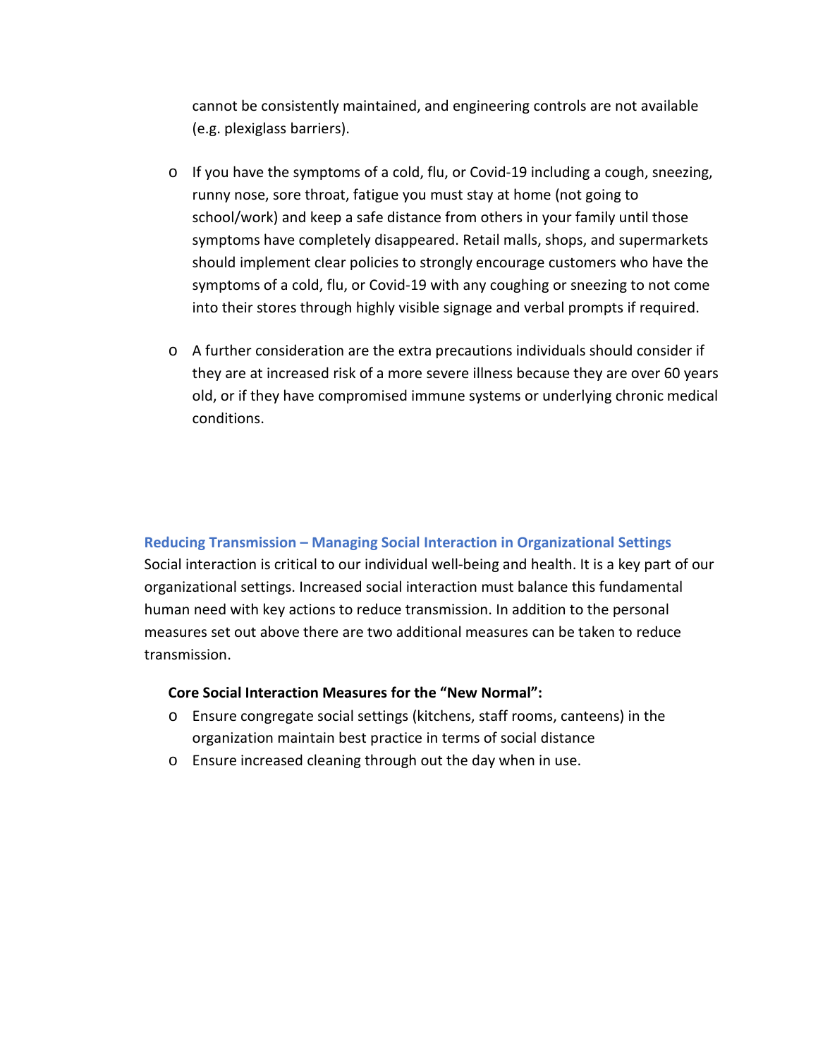cannot be consistently maintained, and engineering controls are not available (e.g. plexiglass barriers).

- If you have the symptoms of a cold, flu, or Covid-19 including a cough, sneezing, runny nose, sore throat, fatigue you must stay at home (not going to school/work) and keep a safe distance from others in your family until those symptoms have completely disappeared. Retail malls, shops, and supermarkets should implement clear policies to strongly encourage customers who have the symptoms of a cold, flu, or Covid-19 with any coughing or sneezing to not come into their stores through highly visible signage and verbal prompts if required.

- A further consideration are the extra precautions individuals should consider if they are at increased risk of a more severe illness because they are over 60 years old, or if they have compromised immune systems or underlying chronic medical conditions.

### Reducing Transmission – Managing Social Interaction in Organizational Settings

Social interaction is critical to our individual well-being and health. It is a key part of our organizational settings. Increased social interaction must balance this fundamental human need with key actions to reduce transmission. In addition to the personal measures set out above there are two additional measures can be taken to reduce transmission.

**Core Social Interaction Measures for the "New Normal":**

- Ensure congregate social settings (kitchens, staff rooms, canteens) in the organization maintain best practice in terms of social distance
- Ensure increased cleaning through out the day when in use.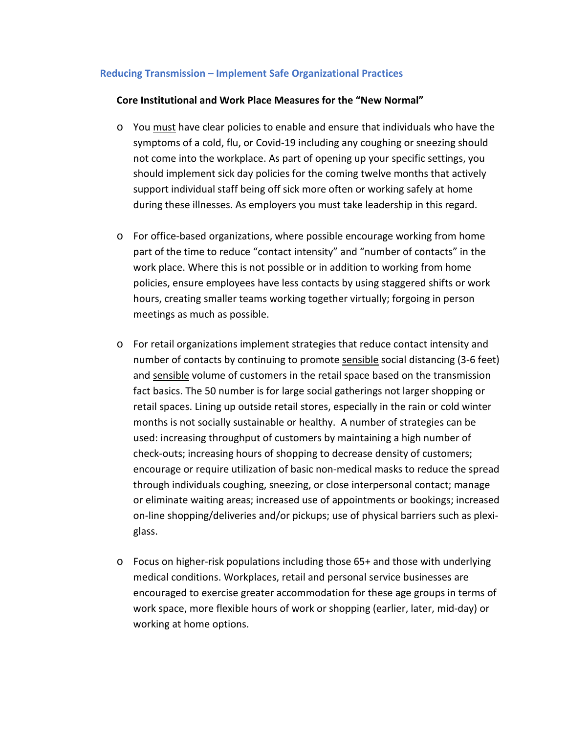## Reducing Transmission – Implement Safe Organizational Practices

### Core Institutional and Work Place Measures for the "New Normal"

- You <u>must</u> have clear policies to enable and ensure that individuals who have the symptoms of a cold, flu, or Covid-19 including any coughing or sneezing should not come into the workplace. As part of opening up your specific settings, you should implement sick day policies for the coming twelve months that actively support individual staff being off sick more often or working safely at home during these illnesses. As employers you must take leadership in this regard.

- For office-based organizations, where possible encourage working from home part of the time to reduce "contact intensity" and "number of contacts" in the work place. Where this is not possible or in addition to working from home policies, ensure employees have less contacts by using staggered shifts or work hours, creating smaller teams working together virtually; forgoing in person meetings as much as possible.

- For retail organizations implement strategies that reduce contact intensity and number of contacts by continuing to promote <u>sensible</u> social distancing (3-6 feet) and <u>sensible</u> volume of customers in the retail space based on the transmission fact basics. The 50 number is for large social gatherings not larger shopping or retail spaces. Lining up outside retail stores, especially in the rain or cold winter months is not socially sustainable or healthy. A number of strategies can be used: increasing throughput of customers by maintaining a high number of check-outs; increasing hours of shopping to decrease density of customers; encourage or require utilization of basic non-medical masks to reduce the spread through individuals coughing, sneezing, or close interpersonal contact; manage or eliminate waiting areas; increased use of appointments or bookings; increased on-line shopping/deliveries and/or pickups; use of physical barriers such as plexi-glass.

- Focus on higher-risk populations including those 65+ and those with underlying medical conditions. Workplaces, retail and personal service businesses are encouraged to exercise greater accommodation for these age groups in terms of work space, more flexible hours of work or shopping (earlier, later, mid-day) or working at home options.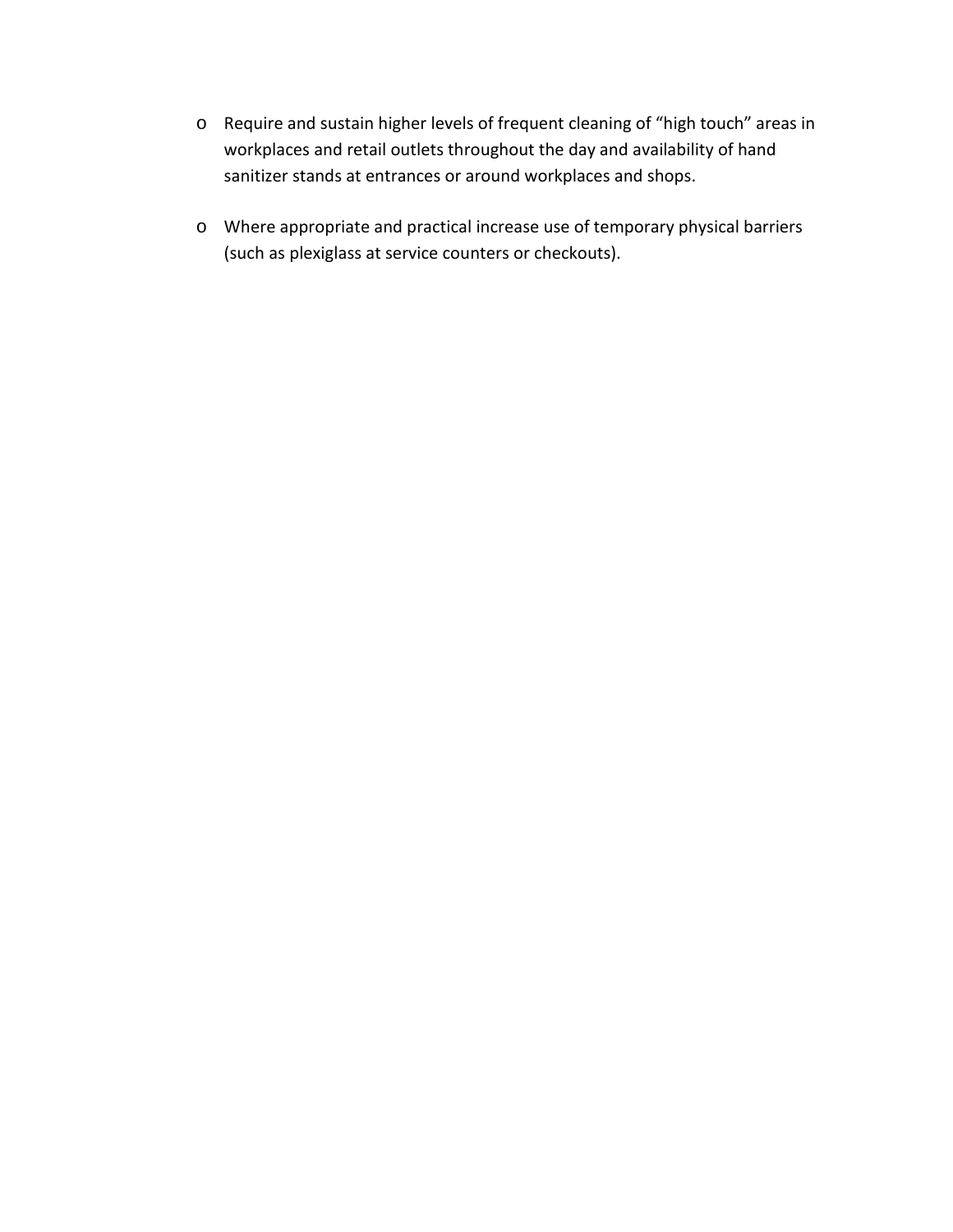- Require and sustain higher levels of frequent cleaning of “high touch” areas in workplaces and retail outlets throughout the day and availability of hand sanitizer stands at entrances or around workplaces and shops.

- Where appropriate and practical increase use of temporary physical barriers (such as plexiglass at service counters or checkouts).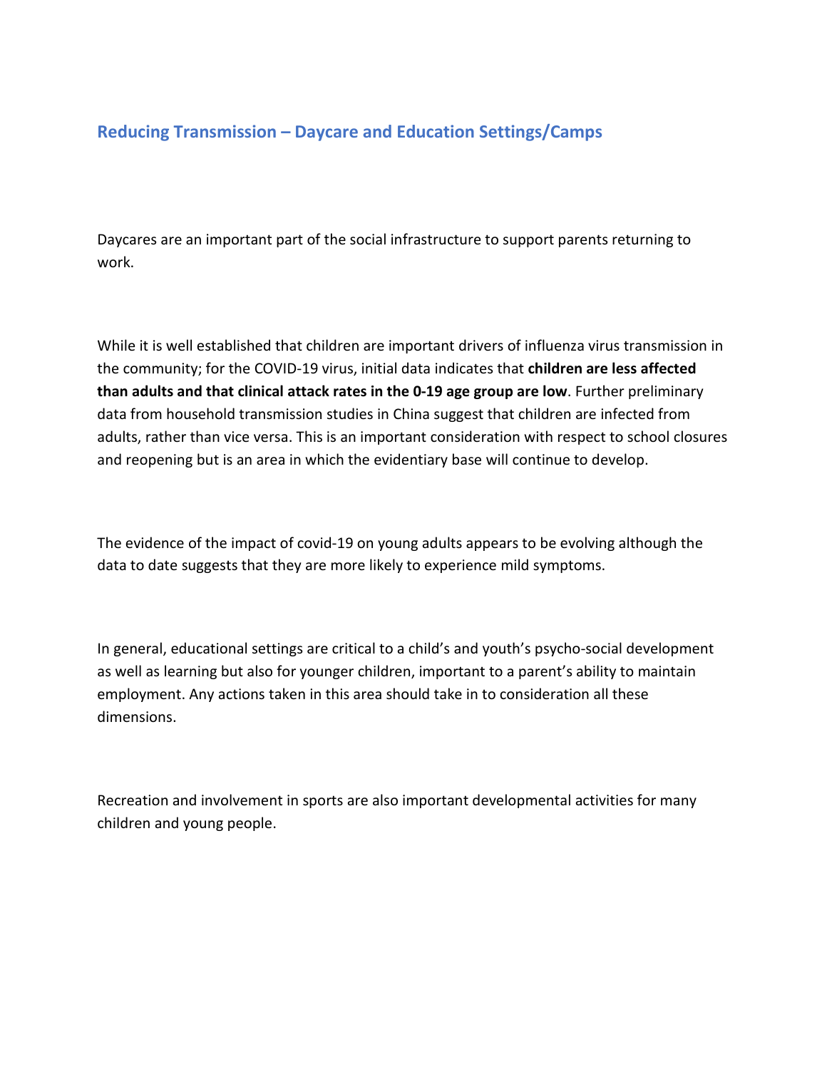## Reducing Transmission – Daycare and Education Settings/Camps

Daycares are an important part of the social infrastructure to support parents returning to work.

While it is well established that children are important drivers of influenza virus transmission in the community; for the COVID-19 virus, initial data indicates that **children are less affected than adults and that clinical attack rates in the 0-19 age group are low**. Further preliminary data from household transmission studies in China suggest that children are infected from adults, rather than vice versa. This is an important consideration with respect to school closures and reopening but is an area in which the evidentiary base will continue to develop.

The evidence of the impact of covid-19 on young adults appears to be evolving although the data to date suggests that they are more likely to experience mild symptoms.

In general, educational settings are critical to a child's and youth's psycho-social development as well as learning but also for younger children, important to a parent's ability to maintain employment. Any actions taken in this area should take in to consideration all these dimensions.

Recreation and involvement in sports are also important developmental activities for many children and young people.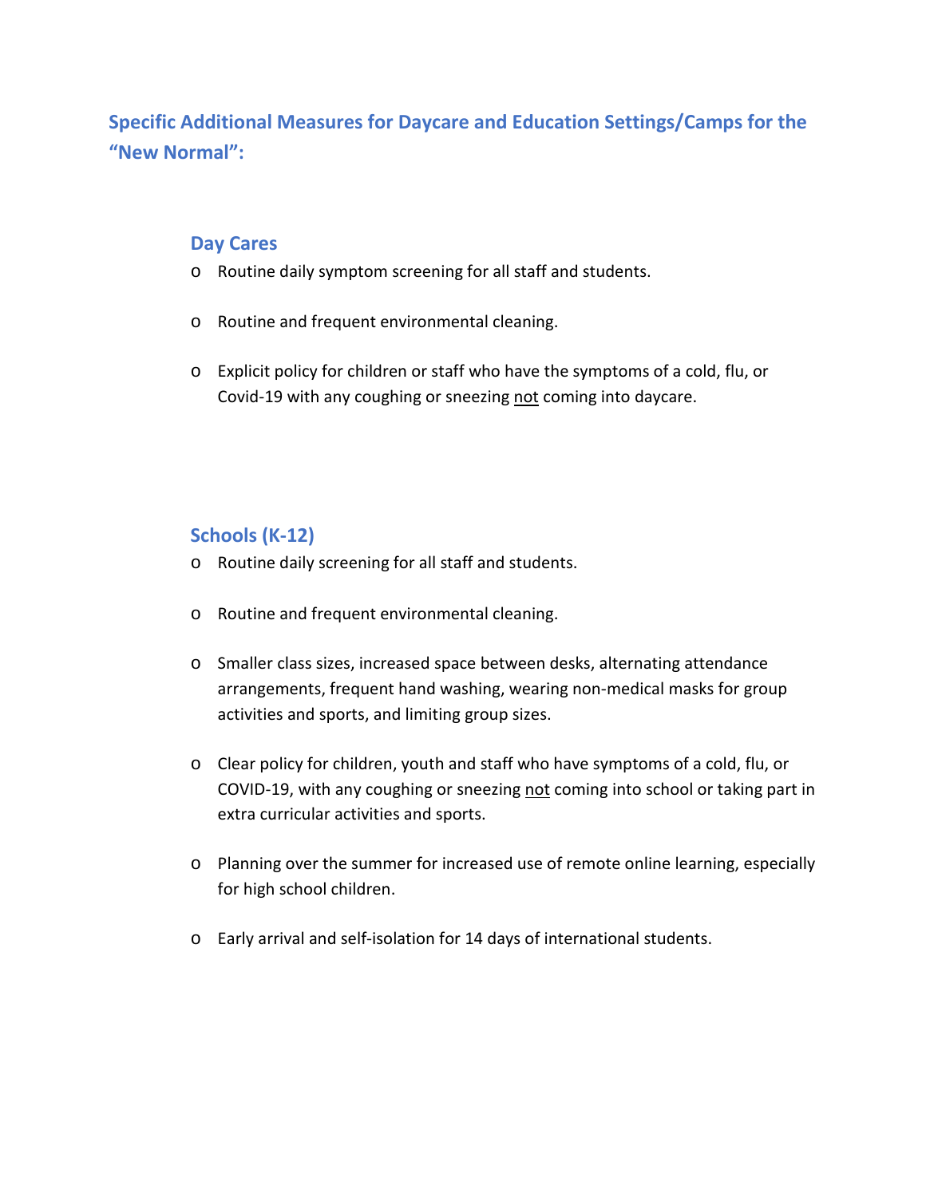## Specific Additional Measures for Daycare and Education Settings/Camps for the "New Normal":

### Day Cares

- Routine daily symptom screening for all staff and students.
- Routine and frequent environmental cleaning.
- Explicit policy for children or staff who have the symptoms of a cold, flu, or Covid-19 with any coughing or sneezing <u>not</u> coming into daycare.

### Schools (K-12)

- Routine daily screening for all staff and students.
- Routine and frequent environmental cleaning.
- Smaller class sizes, increased space between desks, alternating attendance arrangements, frequent hand washing, wearing non-medical masks for group activities and sports, and limiting group sizes.
- Clear policy for children, youth and staff who have symptoms of a cold, flu, or COVID-19, with any coughing or sneezing <u>not</u> coming into school or taking part in extra curricular activities and sports.
- Planning over the summer for increased use of remote online learning, especially for high school children.
- Early arrival and self-isolation for 14 days of international students.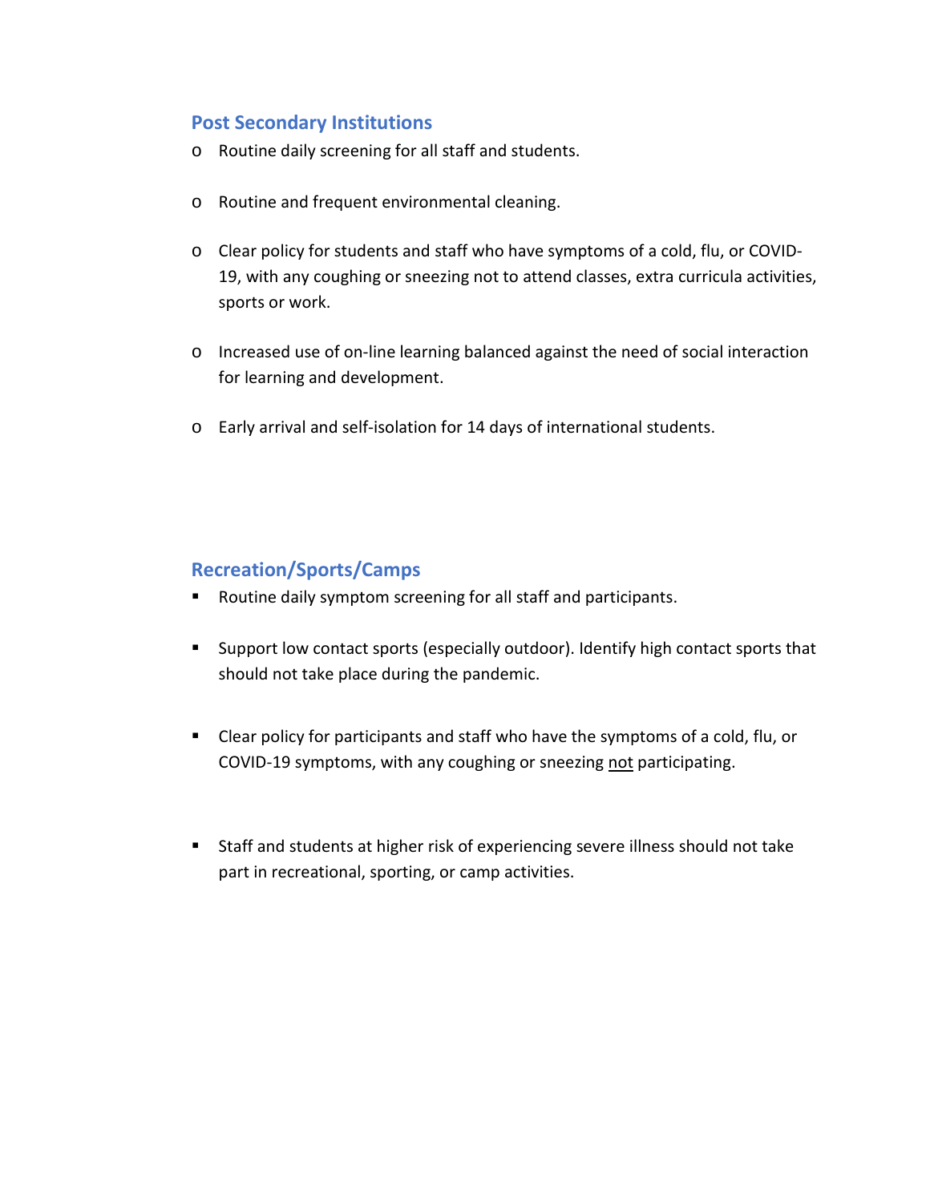### Post Secondary Institutions

- Routine daily screening for all staff and students.

- Routine and frequent environmental cleaning.

- Clear policy for students and staff who have symptoms of a cold, flu, or COVID-19, with any coughing or sneezing not to attend classes, extra curricula activities, sports or work.

- Increased use of on-line learning balanced against the need of social interaction for learning and development.

- Early arrival and self-isolation for 14 days of international students.

### Recreation/Sports/Camps

- Routine daily symptom screening for all staff and participants.

- Support low contact sports (especially outdoor). Identify high contact sports that should not take place during the pandemic.

- Clear policy for participants and staff who have the symptoms of a cold, flu, or COVID-19 symptoms, with any coughing or sneezing <u>not</u> participating.

- Staff and students at higher risk of experiencing severe illness should not take part in recreational, sporting, or camp activities.